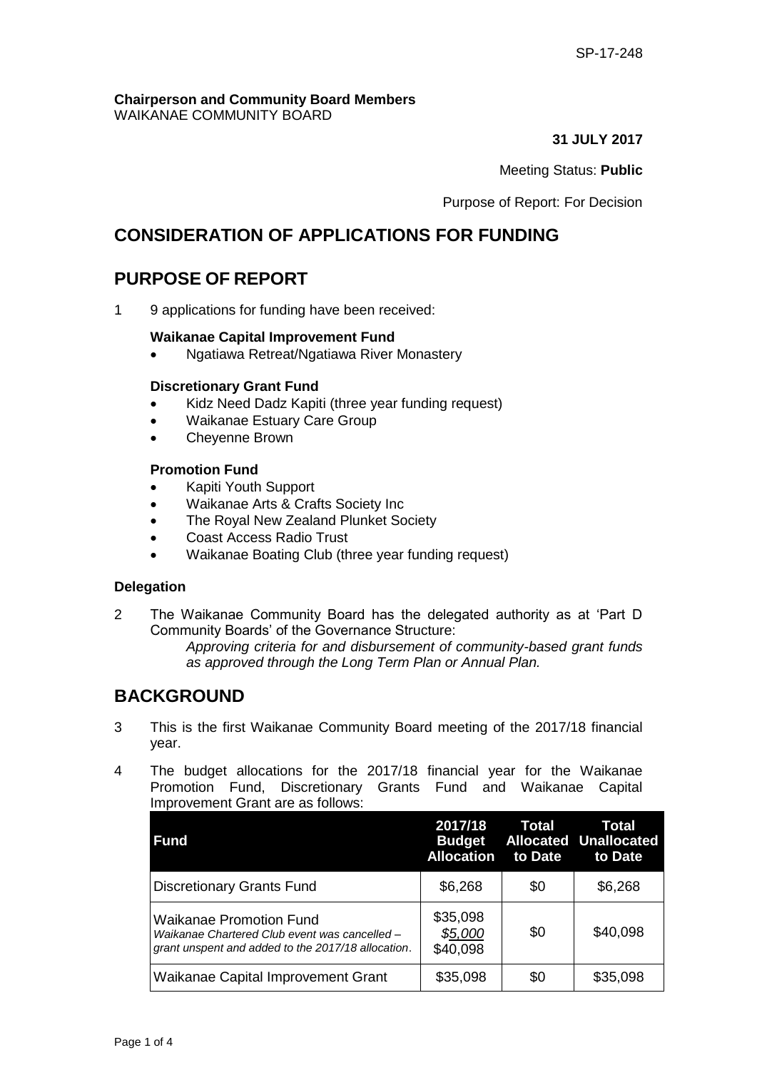SP-17-248

**Chairperson and Community Board Members**
WAIKANAE COMMUNITY BOARD

**31 JULY 2017**

Meeting Status: **Public**

Purpose of Report: For Decision

# CONSIDERATION OF APPLICATIONS FOR FUNDING

# PURPOSE OF REPORT

1 9 applications for funding have been received:

**Waikanae Capital Improvement Fund**

- Ngatiawa Retreat/Ngatiawa River Monastery

**Discretionary Grant Fund**

- Kidz Need Dadz Kapiti (three year funding request)
- Waikanae Estuary Care Group
- Cheyenne Brown

**Promotion Fund**

- Kapiti Youth Support
- Waikanae Arts & Crafts Society Inc
- The Royal New Zealand Plunket Society
- Coast Access Radio Trust
- Waikanae Boating Club (three year funding request)

**Delegation**

2 The Waikanae Community Board has the delegated authority as at 'Part D Community Boards' of the Governance Structure:

*Approving criteria for and disbursement of community-based grant funds as approved through the Long Term Plan or Annual Plan.*

# BACKGROUND

3 This is the first Waikanae Community Board meeting of the 2017/18 financial year.

4 The budget allocations for the 2017/18 financial year for the Waikanae Promotion Fund, Discretionary Grants Fund and Waikanae Capital Improvement Grant are as follows:

| Fund | 2017/18 Budget Allocation | Total Allocated to Date | Total Unallocated to Date |
|---|---|---|---|
| Discretionary Grants Fund | \$6,268 | \$0 | \$6,268 |
| Waikanae Promotion Fund<br>*Waikanae Chartered Club event was cancelled – grant unspent and added to the 2017/18 allocation.* | \$35,098<br>*\$5,000*<br>\$40,098 | \$0 | \$40,098 |
| Waikanae Capital Improvement Grant | \$35,098 | \$0 | \$35,098 |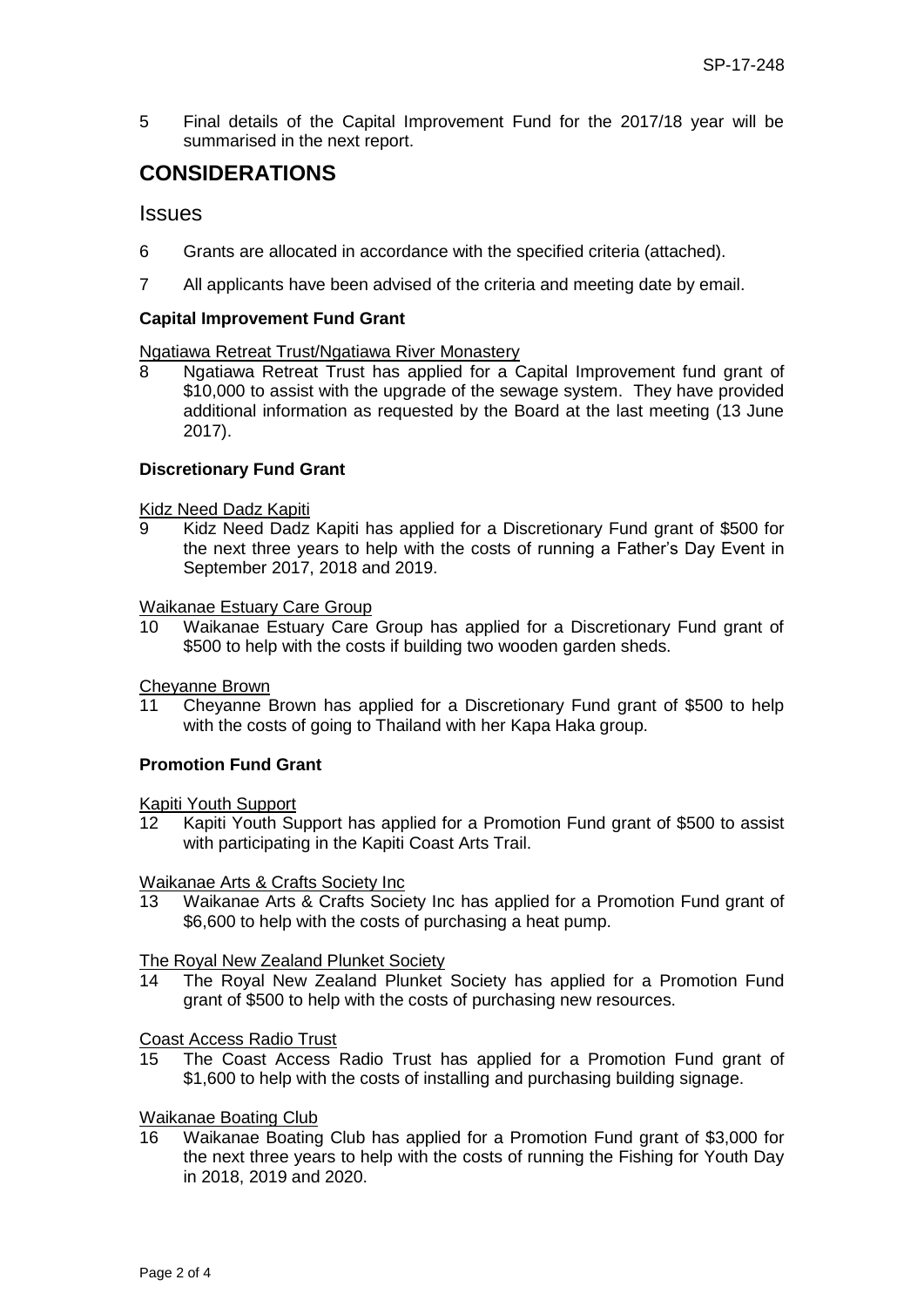5 Final details of the Capital Improvement Fund for the 2017/18 year will be summarised in the next report.

# CONSIDERATIONS

## Issues

6 Grants are allocated in accordance with the specified criteria (attached).

7 All applicants have been advised of the criteria and meeting date by email.

### Capital Improvement Fund Grant

Ngatiawa Retreat Trust/Ngatiawa River Monastery

8 Ngatiawa Retreat Trust has applied for a Capital Improvement fund grant of $10,000 to assist with the upgrade of the sewage system. They have provided additional information as requested by the Board at the last meeting (13 June 2017).

### Discretionary Fund Grant

Kidz Need Dadz Kapiti

9 Kidz Need Dadz Kapiti has applied for a Discretionary Fund grant of $500 for the next three years to help with the costs of running a Father's Day Event in September 2017, 2018 and 2019.

Waikanae Estuary Care Group

10 Waikanae Estuary Care Group has applied for a Discretionary Fund grant of $500 to help with the costs if building two wooden garden sheds.

Cheyanne Brown

11 Cheyanne Brown has applied for a Discretionary Fund grant of $500 to help with the costs of going to Thailand with her Kapa Haka group.

### Promotion Fund Grant

Kapiti Youth Support

12 Kapiti Youth Support has applied for a Promotion Fund grant of $500 to assist with participating in the Kapiti Coast Arts Trail.

Waikanae Arts & Crafts Society Inc

13 Waikanae Arts & Crafts Society Inc has applied for a Promotion Fund grant of $6,600 to help with the costs of purchasing a heat pump.

The Royal New Zealand Plunket Society

14 The Royal New Zealand Plunket Society has applied for a Promotion Fund grant of $500 to help with the costs of purchasing new resources.

Coast Access Radio Trust

15 The Coast Access Radio Trust has applied for a Promotion Fund grant of $1,600 to help with the costs of installing and purchasing building signage.

Waikanae Boating Club

16 Waikanae Boating Club has applied for a Promotion Fund grant of $3,000 for the next three years to help with the costs of running the Fishing for Youth Day in 2018, 2019 and 2020.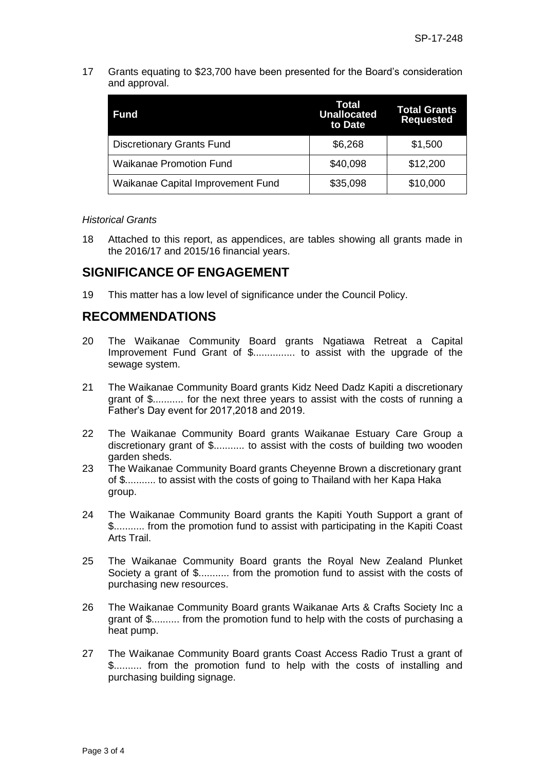17 Grants equating to $23,700 have been presented for the Board's consideration and approval.

| Fund | Total Unallocated to Date | Total Grants Requested |
| --- | --- | --- |
| Discretionary Grants Fund | $6,268 | $1,500 |
| Waikanae Promotion Fund | $40,098 | $12,200 |
| Waikanae Capital Improvement Fund | $35,098 | $10,000 |

*Historical Grants*

18 Attached to this report, as appendices, are tables showing all grants made in the 2016/17 and 2015/16 financial years.

## SIGNIFICANCE OF ENGAGEMENT

19 This matter has a low level of significance under the Council Policy.

## RECOMMENDATIONS

20 The Waikanae Community Board grants Ngatiawa Retreat a Capital Improvement Fund Grant of $............... to assist with the upgrade of the sewage system.

21 The Waikanae Community Board grants Kidz Need Dadz Kapiti a discretionary grant of $........... for the next three years to assist with the costs of running a Father's Day event for 2017,2018 and 2019.

22 The Waikanae Community Board grants Waikanae Estuary Care Group a discretionary grant of $........... to assist with the costs of building two wooden garden sheds.

23 The Waikanae Community Board grants Cheyenne Brown a discretionary grant of $........... to assist with the costs of going to Thailand with her Kapa Haka group.

24 The Waikanae Community Board grants the Kapiti Youth Support a grant of $........... from the promotion fund to assist with participating in the Kapiti Coast Arts Trail.

25 The Waikanae Community Board grants the Royal New Zealand Plunket Society a grant of $........... from the promotion fund to assist with the costs of purchasing new resources.

26 The Waikanae Community Board grants Waikanae Arts & Crafts Society Inc a grant of $.......... from the promotion fund to help with the costs of purchasing a heat pump.

27 The Waikanae Community Board grants Coast Access Radio Trust a grant of $.......... from the promotion fund to help with the costs of installing and purchasing building signage.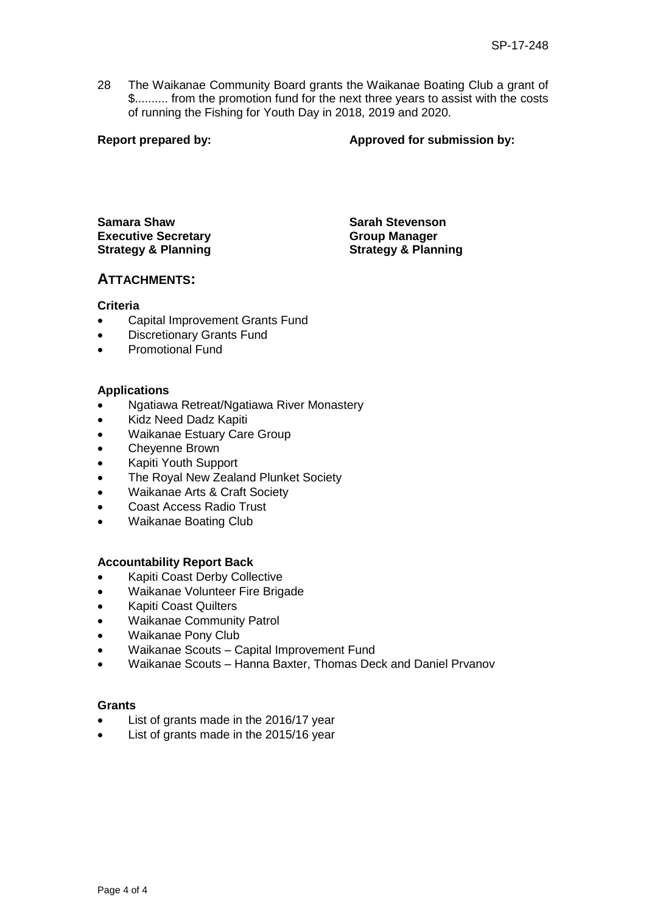28 The Waikanae Community Board grants the Waikanae Boating Club a grant of $.......... from the promotion fund for the next three years to assist with the costs of running the Fishing for Youth Day in 2018, 2019 and 2020.

| **Report prepared by:** | **Approved for submission by:** |
| --- | --- |
| | |
| **Samara Shaw** | **Sarah Stevenson** |
| **Executive Secretary** | **Group Manager** |
| **Strategy & Planning** | **Strategy & Planning** |

## ATTACHMENTS:

**Criteria**

- Capital Improvement Grants Fund
- Discretionary Grants Fund
- Promotional Fund

**Applications**

- Ngatiawa Retreat/Ngatiawa River Monastery
- Kidz Need Dadz Kapiti
- Waikanae Estuary Care Group
- Cheyenne Brown
- Kapiti Youth Support
- The Royal New Zealand Plunket Society
- Waikanae Arts & Craft Society
- Coast Access Radio Trust
- Waikanae Boating Club

**Accountability Report Back**

- Kapiti Coast Derby Collective
- Waikanae Volunteer Fire Brigade
- Kapiti Coast Quilters
- Waikanae Community Patrol
- Waikanae Pony Club
- Waikanae Scouts – Capital Improvement Fund
- Waikanae Scouts – Hanna Baxter, Thomas Deck and Daniel Prvanov

**Grants**

- List of grants made in the 2016/17 year
- List of grants made in the 2015/16 year